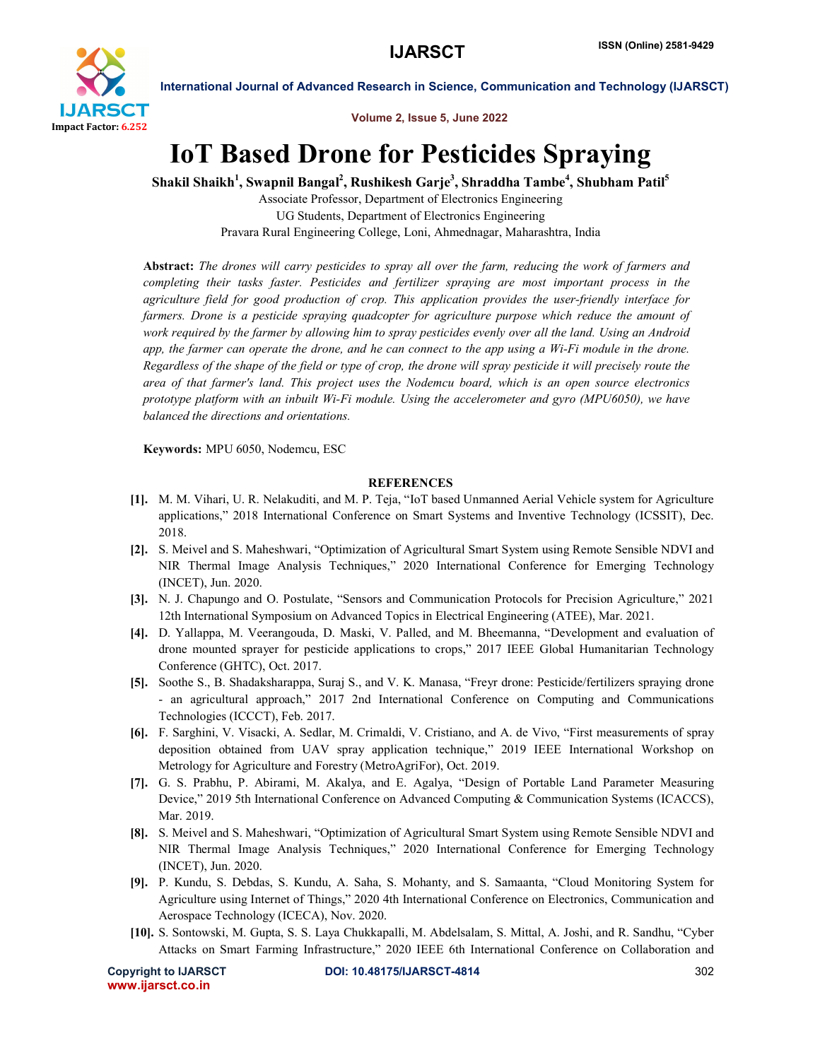# IoT Based Drone for Pesticides Spraying

**Shakil Shaikh[1], Swapnil Bangal[2], Rushikesh Garje[3], Shraddha Tambe[4], Shubham Patil[5]**

Associate Professor, Department of Electronics Engineering
UG Students, Department of Electronics Engineering
Pravara Rural Engineering College, Loni, Ahmednagar, Maharashtra, India

**Abstract:** *The drones will carry pesticides to spray all over the farm, reducing the work of farmers and completing their tasks faster. Pesticides and fertilizer spraying are most important process in the agriculture field for good production of crop. This application provides the user-friendly interface for farmers. Drone is a pesticide spraying quadcopter for agriculture purpose which reduce the amount of work required by the farmer by allowing him to spray pesticides evenly over all the land. Using an Android app, the farmer can operate the drone, and he can connect to the app using a Wi-Fi module in the drone. Regardless of the shape of the field or type of crop, the drone will spray pesticide it will precisely route the area of that farmer's land. This project uses the Nodemcu board, which is an open source electronics prototype platform with an inbuilt Wi-Fi module. Using the accelerometer and gyro (MPU6050), we have balanced the directions and orientations.*

**Keywords:** MPU 6050, Nodemcu, ESC

## REFERENCES

[1]. M. M. Vihari, U. R. Nelakuditi, and M. P. Teja, "IoT based Unmanned Aerial Vehicle system for Agriculture applications," 2018 International Conference on Smart Systems and Inventive Technology (ICSSIT), Dec. 2018.

[2]. S. Meivel and S. Maheshwari, "Optimization of Agricultural Smart System using Remote Sensible NDVI and NIR Thermal Image Analysis Techniques," 2020 International Conference for Emerging Technology (INCET), Jun. 2020.

[3]. N. J. Chapungo and O. Postulate, "Sensors and Communication Protocols for Precision Agriculture," 2021 12th International Symposium on Advanced Topics in Electrical Engineering (ATEE), Mar. 2021.

[4]. D. Yallappa, M. Veerangouda, D. Maski, V. Palled, and M. Bheemanna, "Development and evaluation of drone mounted sprayer for pesticide applications to crops," 2017 IEEE Global Humanitarian Technology Conference (GHTC), Oct. 2017.

[5]. Soothe S., B. Shadaksharappa, Suraj S., and V. K. Manasa, "Freyr drone: Pesticide/fertilizers spraying drone - an agricultural approach," 2017 2nd International Conference on Computing and Communications Technologies (ICCCT), Feb. 2017.

[6]. F. Sarghini, V. Visacki, A. Sedlar, M. Crimaldi, V. Cristiano, and A. de Vivo, "First measurements of spray deposition obtained from UAV spray application technique," 2019 IEEE International Workshop on Metrology for Agriculture and Forestry (MetroAgriFor), Oct. 2019.

[7]. G. S. Prabhu, P. Abirami, M. Akalya, and E. Agalya, "Design of Portable Land Parameter Measuring Device," 2019 5th International Conference on Advanced Computing & Communication Systems (ICACCS), Mar. 2019.

[8]. S. Meivel and S. Maheshwari, "Optimization of Agricultural Smart System using Remote Sensible NDVI and NIR Thermal Image Analysis Techniques," 2020 International Conference for Emerging Technology (INCET), Jun. 2020.

[9]. P. Kundu, S. Debdas, S. Kundu, A. Saha, S. Mohanty, and S. Samaanta, "Cloud Monitoring System for Agriculture using Internet of Things," 2020 4th International Conference on Electronics, Communication and Aerospace Technology (ICECA), Nov. 2020.

[10]. S. Sontowski, M. Gupta, S. S. Laya Chukkapalli, M. Abdelsalam, S. Mittal, A. Joshi, and R. Sandhu, "Cyber Attacks on Smart Farming Infrastructure," 2020 IEEE 6th International Conference on Collaboration and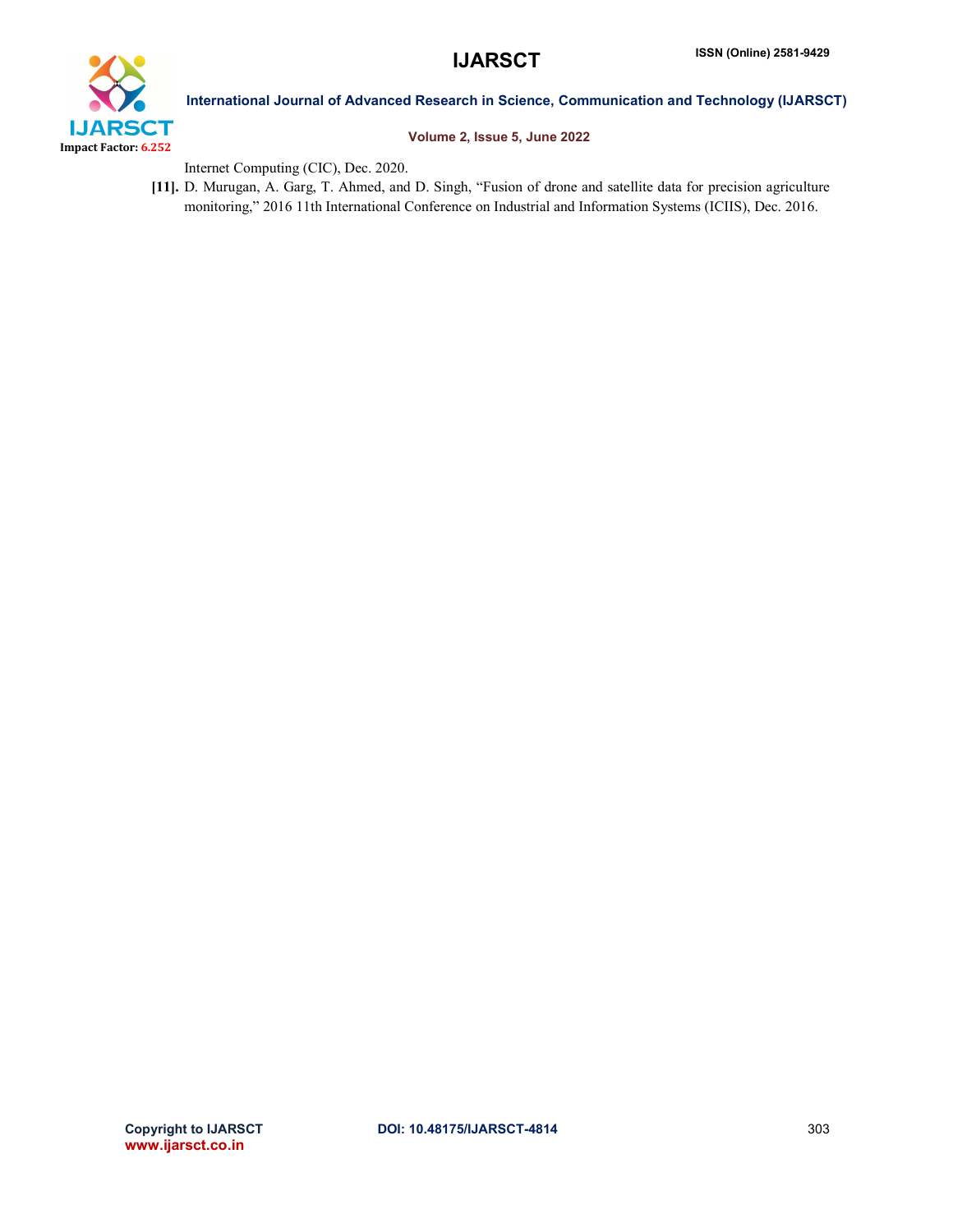Internet Computing (CIC), Dec. 2020.

[11]. D. Murugan, A. Garg, T. Ahmed, and D. Singh, "Fusion of drone and satellite data for precision agriculture monitoring," 2016 11th International Conference on Industrial and Information Systems (ICIIS), Dec. 2016.